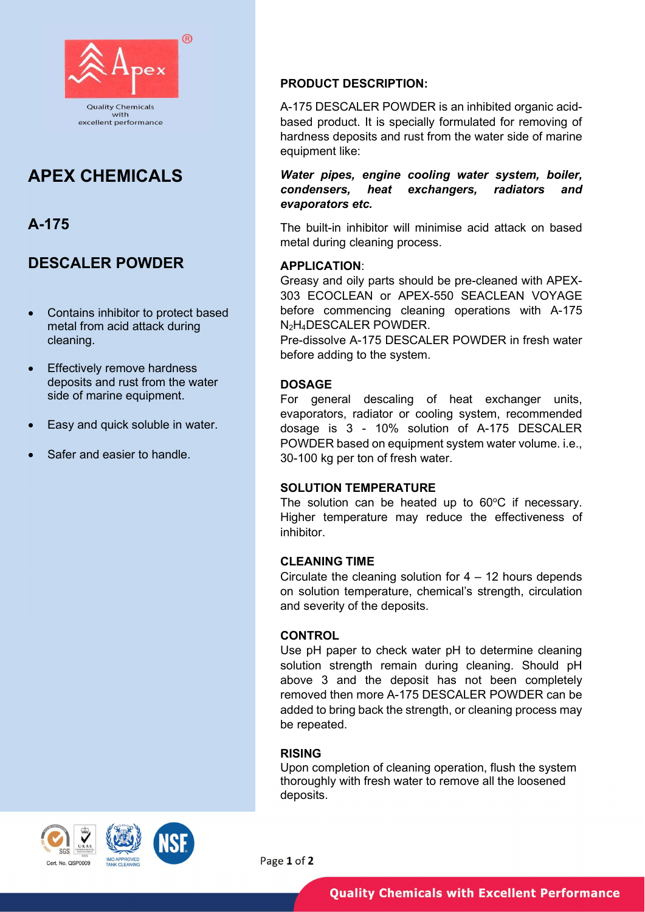Quality Chemicals with excellent performance

# APEX CHEMICALS

## A-175

## DESCALER POWDER

- Contains inhibitor to protect based metal from acid attack during cleaning.
- Effectively remove hardness deposits and rust from the water side of marine equipment.
- Easy and quick soluble in water.
- Safer and easier to handle.

### PRODUCT DESCRIPTION:

A-175 DESCALER POWDER is an inhibited organic acid-based product. It is specially formulated for removing of hardness deposits and rust from the water side of marine equipment like:

***Water pipes, engine cooling water system, boiler, condensers, heat exchangers, radiators and evaporators etc.***

The built-in inhibitor will minimise acid attack on based metal during cleaning process.

### APPLICATION:

Greasy and oily parts should be pre-cleaned with APEX-303 ECOCLEAN or APEX-550 SEACLEAN VOYAGE before commencing cleaning operations with A-175 $N_2H_4$DESCALER POWDER.
Pre-dissolve A-175 DESCALER POWDER in fresh water before adding to the system.

### DOSAGE

For general descaling of heat exchanger units, evaporators, radiator or cooling system, recommended dosage is 3 - 10% solution of A-175 DESCALER POWDER based on equipment system water volume. i.e., 30-100 kg per ton of fresh water.

### SOLUTION TEMPERATURE

The solution can be heated up to 60°C if necessary. Higher temperature may reduce the effectiveness of inhibitor.

### CLEANING TIME

Circulate the cleaning solution for 4 – 12 hours depends on solution temperature, chemical's strength, circulation and severity of the deposits.

### CONTROL

Use pH paper to check water pH to determine cleaning solution strength remain during cleaning. Should pH above 3 and the deposit has not been completely removed then more A-175 DESCALER POWDER can be added to bring back the strength, or cleaning process may be repeated.

### RISING

Upon completion of cleaning operation, flush the system thoroughly with fresh water to remove all the loosened deposits.

Cert. No. QSP0009

IMO APPROVED TANK CLEANING

Quality Chemicals with Excellent Performance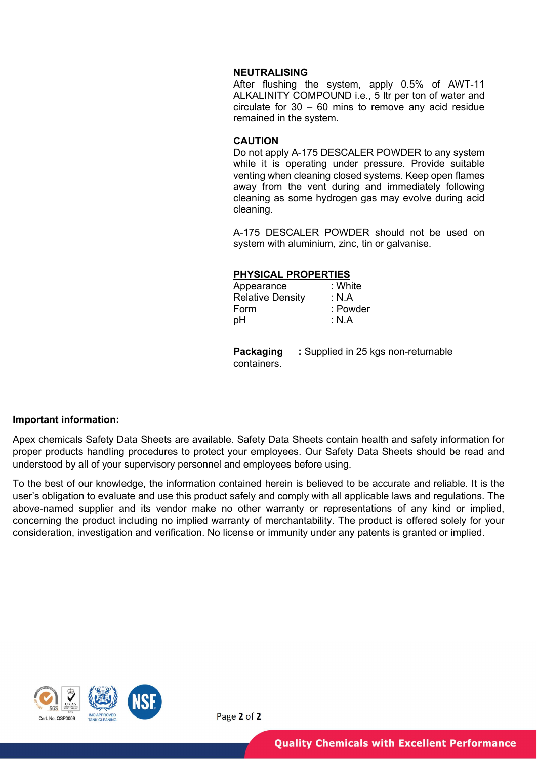### NEUTRALISING

After flushing the system, apply 0.5% of AWT-11 ALKALINITY COMPOUND i.e., 5 ltr per ton of water and circulate for 30 – 60 mins to remove any acid residue remained in the system.

### CAUTION

Do not apply A-175 DESCALER POWDER to any system while it is operating under pressure. Provide suitable venting when cleaning closed systems. Keep open flames away from the vent during and immediately following cleaning as some hydrogen gas may evolve during acid cleaning.

A-175 DESCALER POWDER should not be used on system with aluminium, zinc, tin or galvanise.

### PHYSICAL PROPERTIES

| | |
|---|---|
| Appearance | : White |
| Relative Density | : N.A |
| Form | : Powder |
| pH | : N.A |

**Packaging** **:** Supplied in 25 kgs non-returnable containers.

**Important information:**

Apex chemicals Safety Data Sheets are available. Safety Data Sheets contain health and safety information for proper products handling procedures to protect your employees. Our Safety Data Sheets should be read and understood by all of your supervisory personnel and employees before using.

To the best of our knowledge, the information contained herein is believed to be accurate and reliable. It is the user's obligation to evaluate and use this product safely and comply with all applicable laws and regulations. The above-named supplier and its vendor make no other warranty or representations of any kind or implied, concerning the product including no implied warranty of merchantability. The product is offered solely for your consideration, investigation and verification. No license or immunity under any patents is granted or implied.

Cert. No. QSP0009

IMO APPROVED TANK CLEANING

Quality Chemicals with Excellent Performance